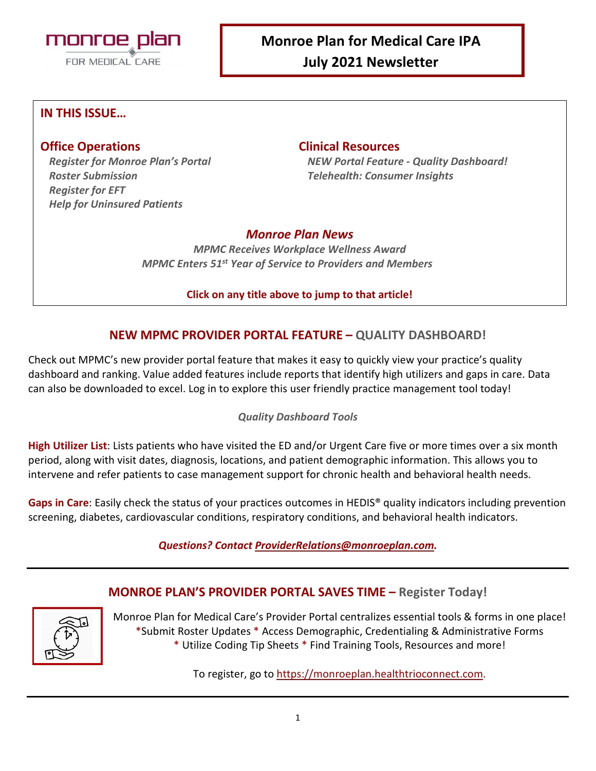monroe plan
FOR MEDICAL CARE

# Monroe Plan for Medical Care IPA
# July 2021 Newsletter

**IN THIS ISSUE…**

**Office Operations**

- *Register for Monroe Plan's Portal*
- *Roster Submission*
- *Register for EFT*
- *Help for Uninsured Patients*

**Clinical Resources**

- *NEW Portal Feature - Quality Dashboard!*
- *Telehealth: Consumer Insights*

***Monroe Plan News***

- *MPMC Receives Workplace Wellness Award*
- *MPMC Enters 51st Year of Service to Providers and Members*

**Click on any title above to jump to that article!**

## NEW MPMC PROVIDER PORTAL FEATURE – QUALITY DASHBOARD!

Check out MPMC's new provider portal feature that makes it easy to quickly view your practice's quality dashboard and ranking. Value added features include reports that identify high utilizers and gaps in care. Data can also be downloaded to excel. Log in to explore this user friendly practice management tool today!

*Quality Dashboard Tools*

**High Utilizer List**: Lists patients who have visited the ED and/or Urgent Care five or more times over a six month period, along with visit dates, diagnosis, locations, and patient demographic information. This allows you to intervene and refer patients to case management support for chronic health and behavioral health needs.

**Gaps in Care**: Easily check the status of your practices outcomes in HEDIS® quality indicators including prevention screening, diabetes, cardiovascular conditions, respiratory conditions, and behavioral health indicators.

***Questions? Contact ProviderRelations@monroeplan.com.***

---

## MONROE PLAN'S PROVIDER PORTAL SAVES TIME – Register Today!

Monroe Plan for Medical Care's Provider Portal centralizes essential tools & forms in one place!
*Submit Roster Updates * Access Demographic, Credentialing & Administrative Forms
* Utilize Coding Tip Sheets * Find Training Tools, Resources and more!

To register, go to https://monroeplan.healthtrioconnect.com.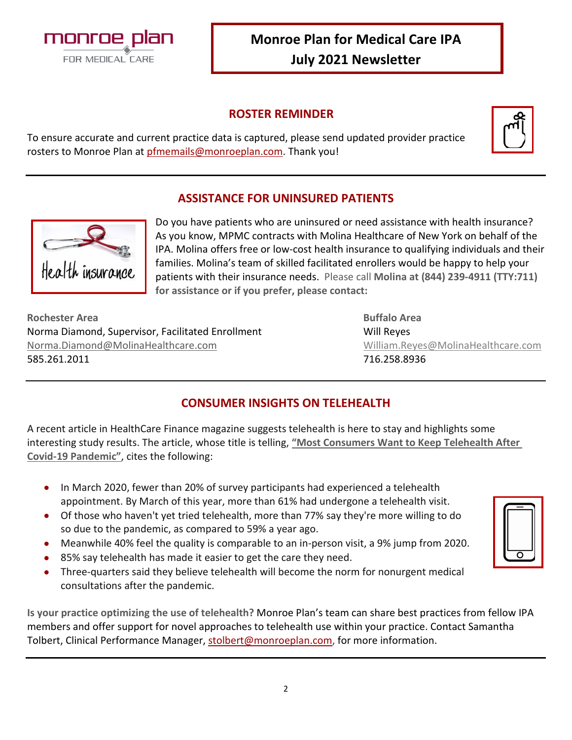# Monroe Plan for Medical Care IPA
# July 2021 Newsletter

## ROSTER REMINDER

To ensure accurate and current practice data is captured, please send updated provider practice rosters to Monroe Plan at pfmemails@monroeplan.com. Thank you!

## ASSISTANCE FOR UNINSURED PATIENTS

Do you have patients who are uninsured or need assistance with health insurance? As you know, MPMC contracts with Molina Healthcare of New York on behalf of the IPA. Molina offers free or low-cost health insurance to qualifying individuals and their families. Molina's team of skilled facilitated enrollers would be happy to help your patients with their insurance needs. Please call **Molina at (844) 239-4911 (TTY:711) for assistance or if you prefer, please contact:**

**Rochester Area**
Norma Diamond, Supervisor, Facilitated Enrollment
Norma.Diamond@MolinaHealthcare.com
585.261.2011

**Buffalo Area**
Will Reyes
William.Reyes@MolinaHealthcare.com
716.258.8936

## CONSUMER INSIGHTS ON TELEHEALTH

A recent article in HealthCare Finance magazine suggests telehealth is here to stay and highlights some interesting study results. The article, whose title is telling, **"Most Consumers Want to Keep Telehealth After Covid-19 Pandemic"**, cites the following:

- In March 2020, fewer than 20% of survey participants had experienced a telehealth appointment. By March of this year, more than 61% had undergone a telehealth visit.
- Of those who haven't yet tried telehealth, more than 77% say they're more willing to do so due to the pandemic, as compared to 59% a year ago.
- Meanwhile 40% feel the quality is comparable to an in-person visit, a 9% jump from 2020.
- 85% say telehealth has made it easier to get the care they need.
- Three-quarters said they believe telehealth will become the norm for nonurgent medical consultations after the pandemic.

**Is your practice optimizing the use of telehealth?** Monroe Plan's team can share best practices from fellow IPA members and offer support for novel approaches to telehealth use within your practice. Contact Samantha Tolbert, Clinical Performance Manager, stolbert@monroeplan.com, for more information.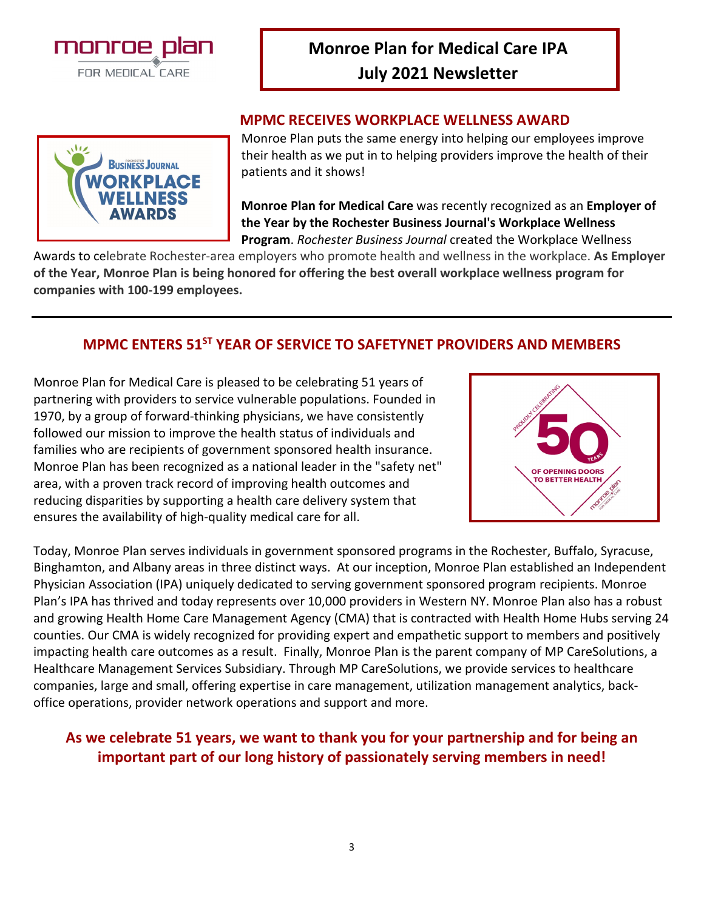# Monroe Plan for Medical Care IPA
# July 2021 Newsletter

## MPMC RECEIVES WORKPLACE WELLNESS AWARD

Monroe Plan puts the same energy into helping our employees improve their health as we put in to helping providers improve the health of their patients and it shows!

**Monroe Plan for Medical Care** was recently recognized as an **Employer of the Year by the Rochester Business Journal's Workplace Wellness Program**. *Rochester Business Journal* created the Workplace Wellness Awards to celebrate Rochester-area employers who promote health and wellness in the workplace. **As Employer of the Year, Monroe Plan is being honored for offering the best overall workplace wellness program for companies with 100-199 employees.**

---

## MPMC ENTERS 51ST YEAR OF SERVICE TO SAFETYNET PROVIDERS AND MEMBERS

Monroe Plan for Medical Care is pleased to be celebrating 51 years of partnering with providers to service vulnerable populations. Founded in 1970, by a group of forward-thinking physicians, we have consistently followed our mission to improve the health status of individuals and families who are recipients of government sponsored health insurance. Monroe Plan has been recognized as a national leader in the "safety net" area, with a proven track record of improving health outcomes and reducing disparities by supporting a health care delivery system that ensures the availability of high-quality medical care for all.

Today, Monroe Plan serves individuals in government sponsored programs in the Rochester, Buffalo, Syracuse, Binghamton, and Albany areas in three distinct ways. At our inception, Monroe Plan established an Independent Physician Association (IPA) uniquely dedicated to serving government sponsored program recipients. Monroe Plan's IPA has thrived and today represents over 10,000 providers in Western NY. Monroe Plan also has a robust and growing Health Home Care Management Agency (CMA) that is contracted with Health Home Hubs serving 24 counties. Our CMA is widely recognized for providing expert and empathetic support to members and positively impacting health care outcomes as a result. Finally, Monroe Plan is the parent company of MP CareSolutions, a Healthcare Management Services Subsidiary. Through MP CareSolutions, we provide services to healthcare companies, large and small, offering expertise in care management, utilization management analytics, back-office operations, provider network operations and support and more.

**As we celebrate 51 years, we want to thank you for your partnership and for being an important part of our long history of passionately serving members in need!**